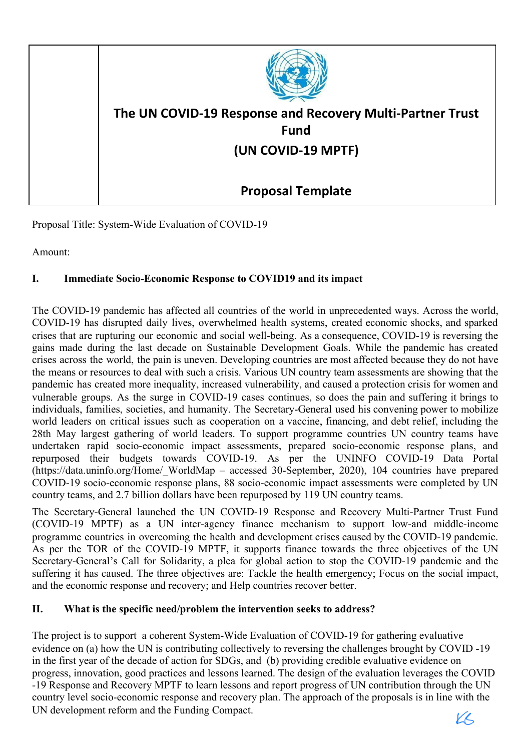# The UN COVID-19 Response and Recovery Multi-Partner Trust Fund

## (UN COVID-19 MPTF)

## Proposal Template

Proposal Title: System-Wide Evaluation of COVID-19

Amount:

## I. Immediate Socio-Economic Response to COVID19 and its impact

The COVID-19 pandemic has affected all countries of the world in unprecedented ways. Across the world, COVID-19 has disrupted daily lives, overwhelmed health systems, created economic shocks, and sparked crises that are rupturing our economic and social well-being. As a consequence, COVID-19 is reversing the gains made during the last decade on Sustainable Development Goals. While the pandemic has created crises across the world, the pain is uneven. Developing countries are most affected because they do not have the means or resources to deal with such a crisis. Various UN country team assessments are showing that the pandemic has created more inequality, increased vulnerability, and caused a protection crisis for women and vulnerable groups. As the surge in COVID-19 cases continues, so does the pain and suffering it brings to individuals, families, societies, and humanity. The Secretary-General used his convening power to mobilize world leaders on critical issues such as cooperation on a vaccine, financing, and debt relief, including the 28th May largest gathering of world leaders. To support programme countries UN country teams have undertaken rapid socio-economic impact assessments, prepared socio-economic response plans, and repurposed their budgets towards COVID-19. As per the UNINFO COVID-19 Data Portal (https://data.uninfo.org/Home/_WorldMap – accessed 30-September, 2020), 104 countries have prepared COVID-19 socio-economic response plans, 88 socio-economic impact assessments were completed by UN country teams, and 2.7 billion dollars have been repurposed by 119 UN country teams.

The Secretary-General launched the UN COVID-19 Response and Recovery Multi-Partner Trust Fund (COVID-19 MPTF) as a UN inter-agency finance mechanism to support low-and middle-income programme countries in overcoming the health and development crises caused by the COVID-19 pandemic. As per the TOR of the COVID-19 MPTF, it supports finance towards the three objectives of the UN Secretary-General's Call for Solidarity, a plea for global action to stop the COVID-19 pandemic and the suffering it has caused. The three objectives are: Tackle the health emergency; Focus on the social impact, and the economic response and recovery; and Help countries recover better.

## II. What is the specific need/problem the intervention seeks to address?

The project is to support a coherent System-Wide Evaluation of COVID-19 for gathering evaluative evidence on (a) how the UN is contributing collectively to reversing the challenges brought by COVID -19 in the first year of the decade of action for SDGs, and (b) providing credible evaluative evidence on progress, innovation, good practices and lessons learned. The design of the evaluation leverages the COVID -19 Response and Recovery MPTF to learn lessons and report progress of UN contribution through the UN country level socio-economic response and recovery plan. The approach of the proposals is in line with the UN development reform and the Funding Compact.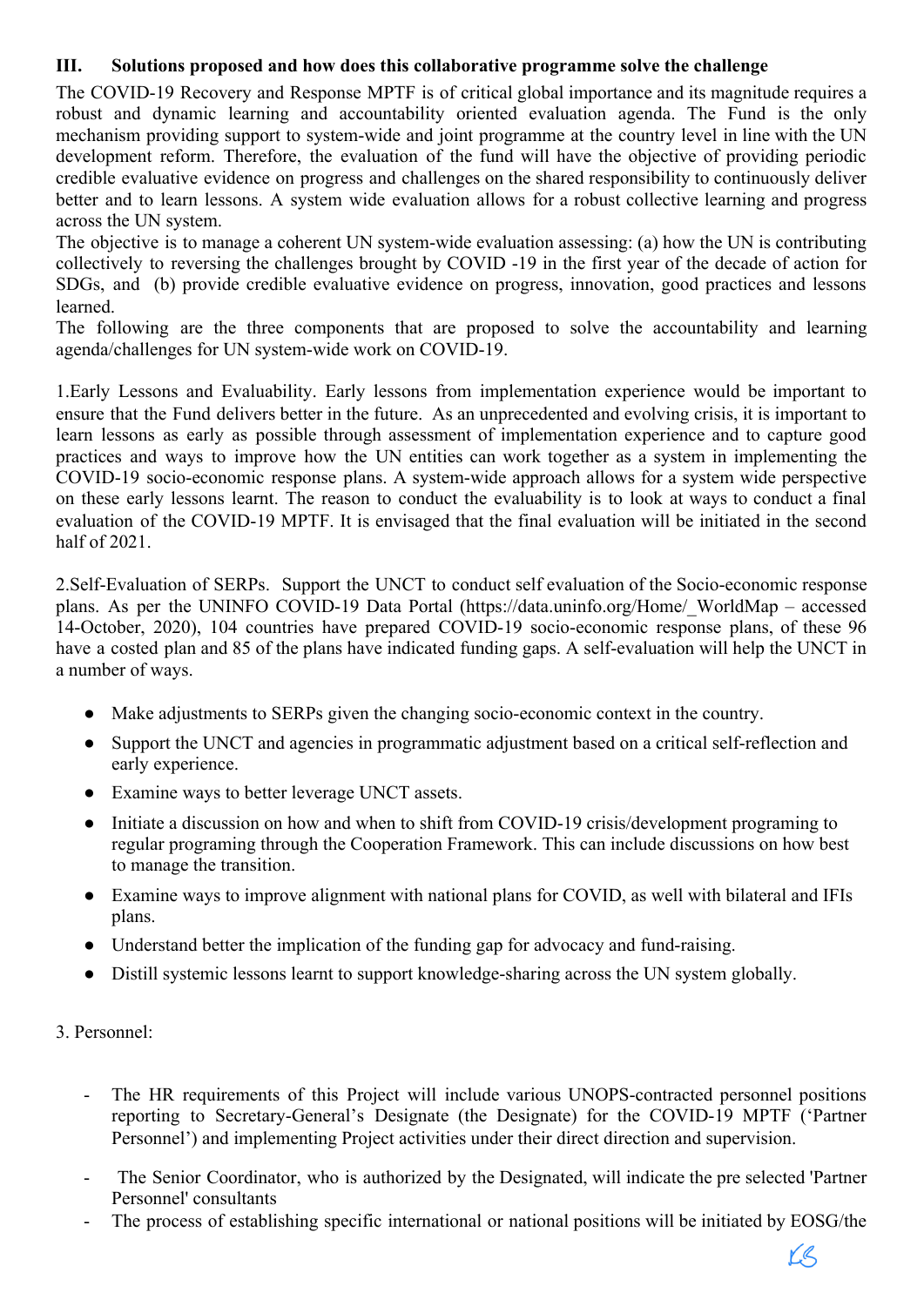### III. Solutions proposed and how does this collaborative programme solve the challenge

The COVID-19 Recovery and Response MPTF is of critical global importance and its magnitude requires a robust and dynamic learning and accountability oriented evaluation agenda. The Fund is the only mechanism providing support to system-wide and joint programme at the country level in line with the UN development reform. Therefore, the evaluation of the fund will have the objective of providing periodic credible evaluative evidence on progress and challenges on the shared responsibility to continuously deliver better and to learn lessons. A system wide evaluation allows for a robust collective learning and progress across the UN system.

The objective is to manage a coherent UN system-wide evaluation assessing: (a) how the UN is contributing collectively to reversing the challenges brought by COVID -19 in the first year of the decade of action for SDGs, and (b) provide credible evaluative evidence on progress, innovation, good practices and lessons learned.

The following are the three components that are proposed to solve the accountability and learning agenda/challenges for UN system-wide work on COVID-19.

1.Early Lessons and Evaluability. Early lessons from implementation experience would be important to ensure that the Fund delivers better in the future. As an unprecedented and evolving crisis, it is important to learn lessons as early as possible through assessment of implementation experience and to capture good practices and ways to improve how the UN entities can work together as a system in implementing the COVID-19 socio-economic response plans. A system-wide approach allows for a system wide perspective on these early lessons learnt. The reason to conduct the evaluability is to look at ways to conduct a final evaluation of the COVID-19 MPTF. It is envisaged that the final evaluation will be initiated in the second half of 2021.

2.Self-Evaluation of SERPs. Support the UNCT to conduct self evaluation of the Socio-economic response plans. As per the UNINFO COVID-19 Data Portal (https://data.uninfo.org/Home/_WorldMap – accessed 14-October, 2020), 104 countries have prepared COVID-19 socio-economic response plans, of these 96 have a costed plan and 85 of the plans have indicated funding gaps. A self-evaluation will help the UNCT in a number of ways.

- Make adjustments to SERPs given the changing socio-economic context in the country.
- Support the UNCT and agencies in programmatic adjustment based on a critical self-reflection and early experience.
- Examine ways to better leverage UNCT assets.
- Initiate a discussion on how and when to shift from COVID-19 crisis/development programing to regular programing through the Cooperation Framework. This can include discussions on how best to manage the transition.
- Examine ways to improve alignment with national plans for COVID, as well with bilateral and IFIs plans.
- Understand better the implication of the funding gap for advocacy and fund-raising.
- Distill systemic lessons learnt to support knowledge-sharing across the UN system globally.

3. Personnel:

- The HR requirements of this Project will include various UNOPS-contracted personnel positions reporting to Secretary-General's Designate (the Designate) for the COVID-19 MPTF ('Partner Personnel') and implementing Project activities under their direct direction and supervision.
- The Senior Coordinator, who is authorized by the Designated, will indicate the pre selected 'Partner Personnel' consultants
- The process of establishing specific international or national positions will be initiated by EOSG/the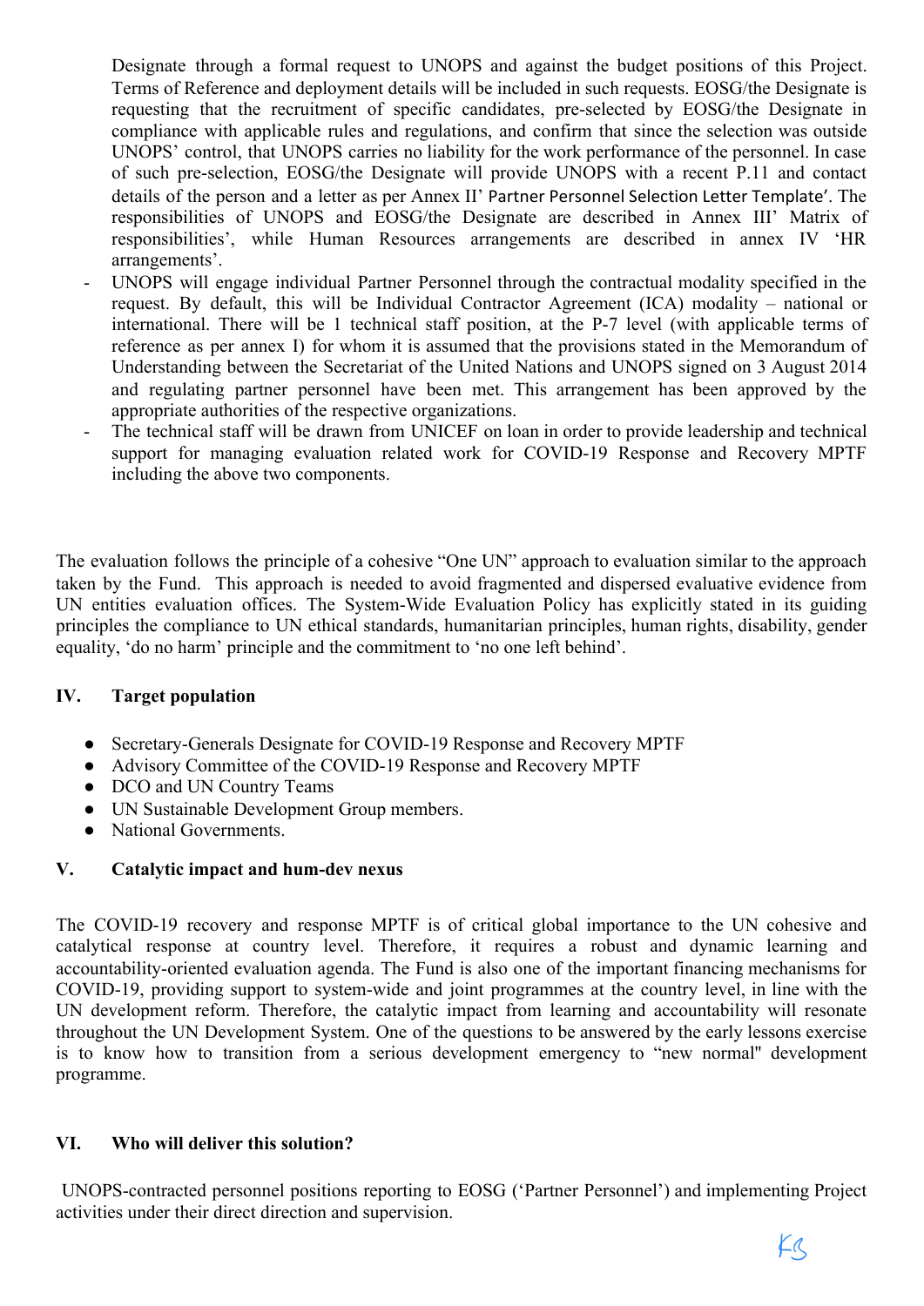Designate through a formal request to UNOPS and against the budget positions of this Project. Terms of Reference and deployment details will be included in such requests. EOSG/the Designate is requesting that the recruitment of specific candidates, pre-selected by EOSG/the Designate in compliance with applicable rules and regulations, and confirm that since the selection was outside UNOPS' control, that UNOPS carries no liability for the work performance of the personnel. In case of such pre-selection, EOSG/the Designate will provide UNOPS with a recent P.11 and contact details of the person and a letter as per Annex II' Partner Personnel Selection Letter Template'. The responsibilities of UNOPS and EOSG/the Designate are described in Annex III' Matrix of responsibilities', while Human Resources arrangements are described in annex IV 'HR arrangements'.

- UNOPS will engage individual Partner Personnel through the contractual modality specified in the request. By default, this will be Individual Contractor Agreement (ICA) modality – national or international. There will be 1 technical staff position, at the P-7 level (with applicable terms of reference as per annex I) for whom it is assumed that the provisions stated in the Memorandum of Understanding between the Secretariat of the United Nations and UNOPS signed on 3 August 2014 and regulating partner personnel have been met. This arrangement has been approved by the appropriate authorities of the respective organizations.
- The technical staff will be drawn from UNICEF on loan in order to provide leadership and technical support for managing evaluation related work for COVID-19 Response and Recovery MPTF including the above two components.

The evaluation follows the principle of a cohesive "One UN" approach to evaluation similar to the approach taken by the Fund. This approach is needed to avoid fragmented and dispersed evaluative evidence from UN entities evaluation offices. The System-Wide Evaluation Policy has explicitly stated in its guiding principles the compliance to UN ethical standards, humanitarian principles, human rights, disability, gender equality, 'do no harm' principle and the commitment to 'no one left behind'.

## IV. Target population

- Secretary-Generals Designate for COVID-19 Response and Recovery MPTF
- Advisory Committee of the COVID-19 Response and Recovery MPTF
- DCO and UN Country Teams
- UN Sustainable Development Group members.
- National Governments.

## V. Catalytic impact and hum-dev nexus

The COVID-19 recovery and response MPTF is of critical global importance to the UN cohesive and catalytical response at country level. Therefore, it requires a robust and dynamic learning and accountability-oriented evaluation agenda. The Fund is also one of the important financing mechanisms for COVID-19, providing support to system-wide and joint programmes at the country level, in line with the UN development reform. Therefore, the catalytic impact from learning and accountability will resonate throughout the UN Development System. One of the questions to be answered by the early lessons exercise is to know how to transition from a serious development emergency to "new normal" development programme.

## VI. Who will deliver this solution?

UNOPS-contracted personnel positions reporting to EOSG ('Partner Personnel') and implementing Project activities under their direct direction and supervision.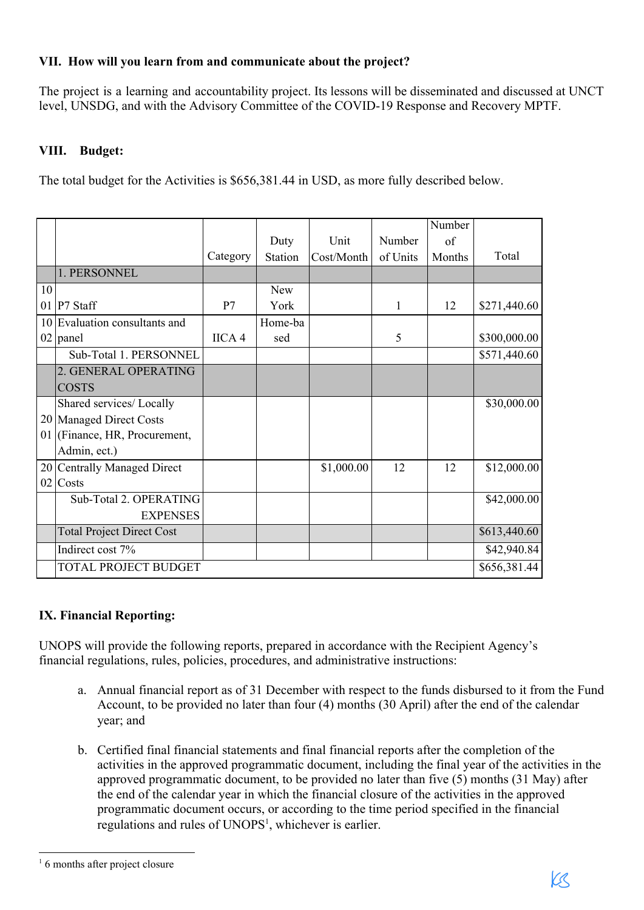### VII. How will you learn from and communicate about the project?

The project is a learning and accountability project. Its lessons will be disseminated and discussed at UNCT level, UNSDG, and with the Advisory Committee of the COVID-19 Response and Recovery MPTF.

### VIII. Budget:

The total budget for the Activities is $656,381.44 in USD, as more fully described below.

| | | Category | Duty Station | Unit Cost/Month | Number of Units | Number of Months | Total |
|---|---|---|---|---|---|---|---|
| | 1. PERSONNEL | | | | | | |
| 1001 | P7 Staff | P7 | New York | | 1 | 12 | $271,440.60 |
| 1002 | Evaluation consultants and panel | IICA 4 | Home-based | | 5 | | $300,000.00 |
| | Sub-Total 1. PERSONNEL | | | | | | $571,440.60 |
| | 2. GENERAL OPERATING COSTS | | | | | | |
| 2001 | Shared services/ Locally Managed Direct Costs (Finance, HR, Procurement, Admin, ect.) | | | | | | $30,000.00 |
| 2002 | Centrally Managed Direct Costs | | | $1,000.00 | 12 | 12 | $12,000.00 |
| | Sub-Total 2. OPERATING EXPENSES | | | | | | $42,000.00 |
| | Total Project Direct Cost | | | | | | $613,440.60 |
| | Indirect cost 7% | | | | | | $42,940.84 |
| | TOTAL PROJECT BUDGET | | | | | | $656,381.44 |

### IX. Financial Reporting:

UNOPS will provide the following reports, prepared in accordance with the Recipient Agency's financial regulations, rules, policies, procedures, and administrative instructions:

a. Annual financial report as of 31 December with respect to the funds disbursed to it from the Fund Account, to be provided no later than four (4) months (30 April) after the end of the calendar year; and

b. Certified final financial statements and final financial reports after the completion of the activities in the approved programmatic document, including the final year of the activities in the approved programmatic document, to be provided no later than five (5) months (31 May) after the end of the calendar year in which the financial closure of the activities in the approved programmatic document occurs, or according to the time period specified in the financial regulations and rules of UNOPS[1], whichever is earlier.

[1] 6 months after project closure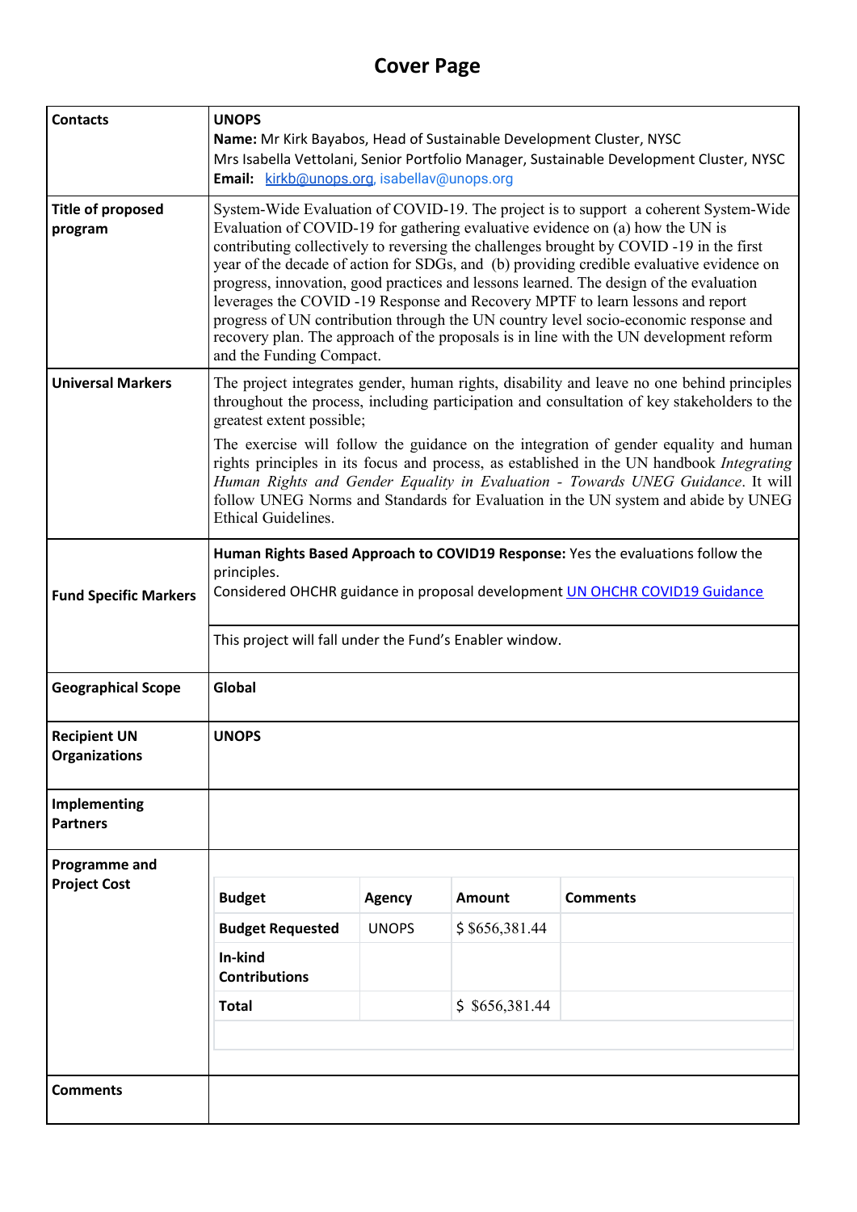# Cover Page

| | |
|---|---|
| **Contacts** | **UNOPS**<br>**Name:** Mr Kirk Bayabos, Head of Sustainable Development Cluster, NYSC<br>Mrs Isabella Vettolani, Senior Portfolio Manager, Sustainable Development Cluster, NYSC<br>**Email:** kirkb@unops.org, isabellav@unops.org |
| **Title of proposed program** | System-Wide Evaluation of COVID-19. The project is to support a coherent System-Wide Evaluation of COVID-19 for gathering evaluative evidence on (a) how the UN is contributing collectively to reversing the challenges brought by COVID -19 in the first year of the decade of action for SDGs, and (b) providing credible evaluative evidence on progress, innovation, good practices and lessons learned. The design of the evaluation leverages the COVID -19 Response and Recovery MPTF to learn lessons and report progress of UN contribution through the UN country level socio-economic response and recovery plan. The approach of the proposals is in line with the UN development reform and the Funding Compact. |
| **Universal Markers** | The project integrates gender, human rights, disability and leave no one behind principles throughout the process, including participation and consultation of key stakeholders to the greatest extent possible;<br>The exercise will follow the guidance on the integration of gender equality and human rights principles in its focus and process, as established in the UN handbook *Integrating Human Rights and Gender Equality in Evaluation - Towards UNEG Guidance*. It will follow UNEG Norms and Standards for Evaluation in the UN system and abide by UNEG Ethical Guidelines. |
| **Fund Specific Markers** | **Human Rights Based Approach to COVID19 Response:** Yes the evaluations follow the principles.<br>Considered OHCHR guidance in proposal development UN OHCHR COVID19 Guidance<br><br>This project will fall under the Fund's Enabler window. |
| **Geographical Scope** | **Global** |
| **Recipient UN Organizations** | **UNOPS** |
| **Implementing Partners** | |
| **Programme and Project Cost** | See budget table below |
| **Comments** | |

| Budget | Agency | Amount | Comments |
|---|---|---|---|
| **Budget Requested** | UNOPS | $ $656,381.44 | |
| **In-kind Contributions** | | | |
| **Total** | | $ $656,381.44 | |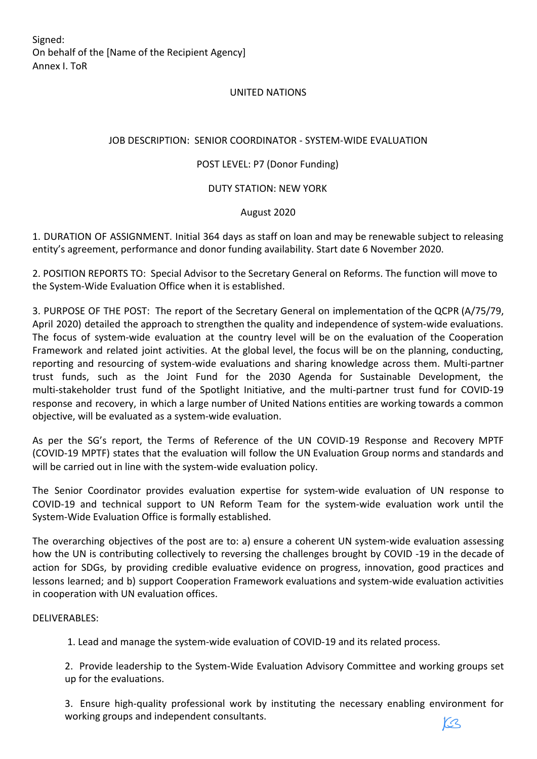Signed:
On behalf of the [Name of the Recipient Agency]
Annex I. ToR

UNITED NATIONS

JOB DESCRIPTION: SENIOR COORDINATOR - SYSTEM-WIDE EVALUATION

POST LEVEL: P7 (Donor Funding)

DUTY STATION: NEW YORK

August 2020

1. DURATION OF ASSIGNMENT. Initial 364 days as staff on loan and may be renewable subject to releasing entity's agreement, performance and donor funding availability. Start date 6 November 2020.

2. POSITION REPORTS TO: Special Advisor to the Secretary General on Reforms. The function will move to the System-Wide Evaluation Office when it is established.

3. PURPOSE OF THE POST: The report of the Secretary General on implementation of the QCPR (A/75/79, April 2020) detailed the approach to strengthen the quality and independence of system-wide evaluations. The focus of system-wide evaluation at the country level will be on the evaluation of the Cooperation Framework and related joint activities. At the global level, the focus will be on the planning, conducting, reporting and resourcing of system-wide evaluations and sharing knowledge across them. Multi-partner trust funds, such as the Joint Fund for the 2030 Agenda for Sustainable Development, the multi-stakeholder trust fund of the Spotlight Initiative, and the multi-partner trust fund for COVID-19 response and recovery, in which a large number of United Nations entities are working towards a common objective, will be evaluated as a system-wide evaluation.

As per the SG's report, the Terms of Reference of the UN COVID-19 Response and Recovery MPTF (COVID-19 MPTF) states that the evaluation will follow the UN Evaluation Group norms and standards and will be carried out in line with the system-wide evaluation policy.

The Senior Coordinator provides evaluation expertise for system-wide evaluation of UN response to COVID-19 and technical support to UN Reform Team for the system-wide evaluation work until the System-Wide Evaluation Office is formally established.

The overarching objectives of the post are to: a) ensure a coherent UN system-wide evaluation assessing how the UN is contributing collectively to reversing the challenges brought by COVID -19 in the decade of action for SDGs, by providing credible evaluative evidence on progress, innovation, good practices and lessons learned; and b) support Cooperation Framework evaluations and system-wide evaluation activities in cooperation with UN evaluation offices.

DELIVERABLES:

1. Lead and manage the system-wide evaluation of COVID-19 and its related process.

2. Provide leadership to the System-Wide Evaluation Advisory Committee and working groups set up for the evaluations.

3. Ensure high-quality professional work by instituting the necessary enabling environment for working groups and independent consultants.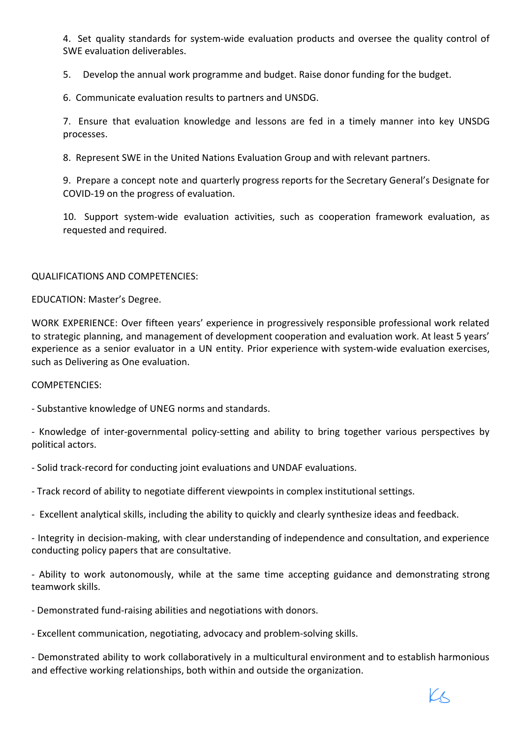4. Set quality standards for system-wide evaluation products and oversee the quality control of SWE evaluation deliverables.

5. Develop the annual work programme and budget. Raise donor funding for the budget.

6. Communicate evaluation results to partners and UNSDG.

7. Ensure that evaluation knowledge and lessons are fed in a timely manner into key UNSDG processes.

8. Represent SWE in the United Nations Evaluation Group and with relevant partners.

9. Prepare a concept note and quarterly progress reports for the Secretary General's Designate for COVID-19 on the progress of evaluation.

10. Support system-wide evaluation activities, such as cooperation framework evaluation, as requested and required.

QUALIFICATIONS AND COMPETENCIES:

EDUCATION: Master's Degree.

WORK EXPERIENCE: Over fifteen years' experience in progressively responsible professional work related to strategic planning, and management of development cooperation and evaluation work. At least 5 years' experience as a senior evaluator in a UN entity. Prior experience with system-wide evaluation exercises, such as Delivering as One evaluation.

COMPETENCIES:

- Substantive knowledge of UNEG norms and standards.

- Knowledge of inter-governmental policy-setting and ability to bring together various perspectives by political actors.

- Solid track-record for conducting joint evaluations and UNDAF evaluations.

- Track record of ability to negotiate different viewpoints in complex institutional settings.

- Excellent analytical skills, including the ability to quickly and clearly synthesize ideas and feedback.

- Integrity in decision-making, with clear understanding of independence and consultation, and experience conducting policy papers that are consultative.

- Ability to work autonomously, while at the same time accepting guidance and demonstrating strong teamwork skills.

- Demonstrated fund-raising abilities and negotiations with donors.

- Excellent communication, negotiating, advocacy and problem-solving skills.

- Demonstrated ability to work collaboratively in a multicultural environment and to establish harmonious and effective working relationships, both within and outside the organization.

KB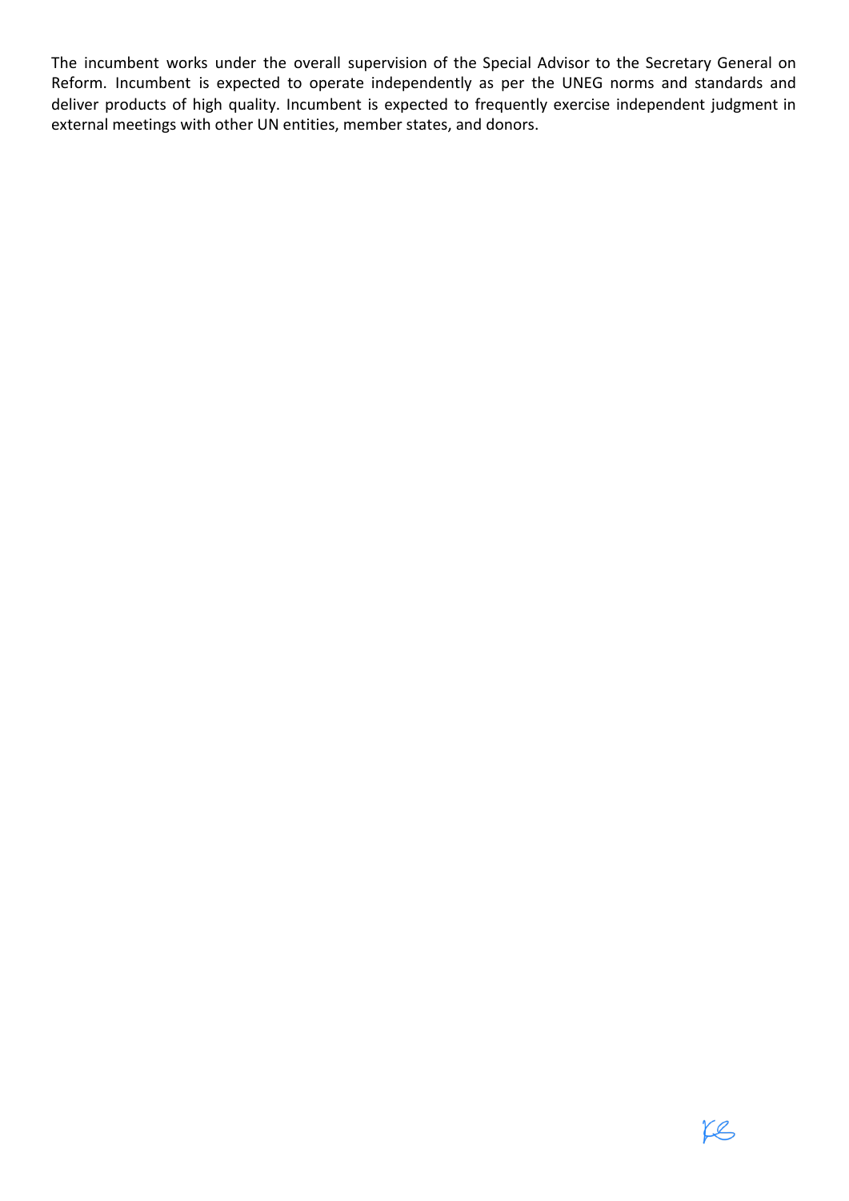The incumbent works under the overall supervision of the Special Advisor to the Secretary General on Reform. Incumbent is expected to operate independently as per the UNEG norms and standards and deliver products of high quality. Incumbent is expected to frequently exercise independent judgment in external meetings with other UN entities, member states, and donors.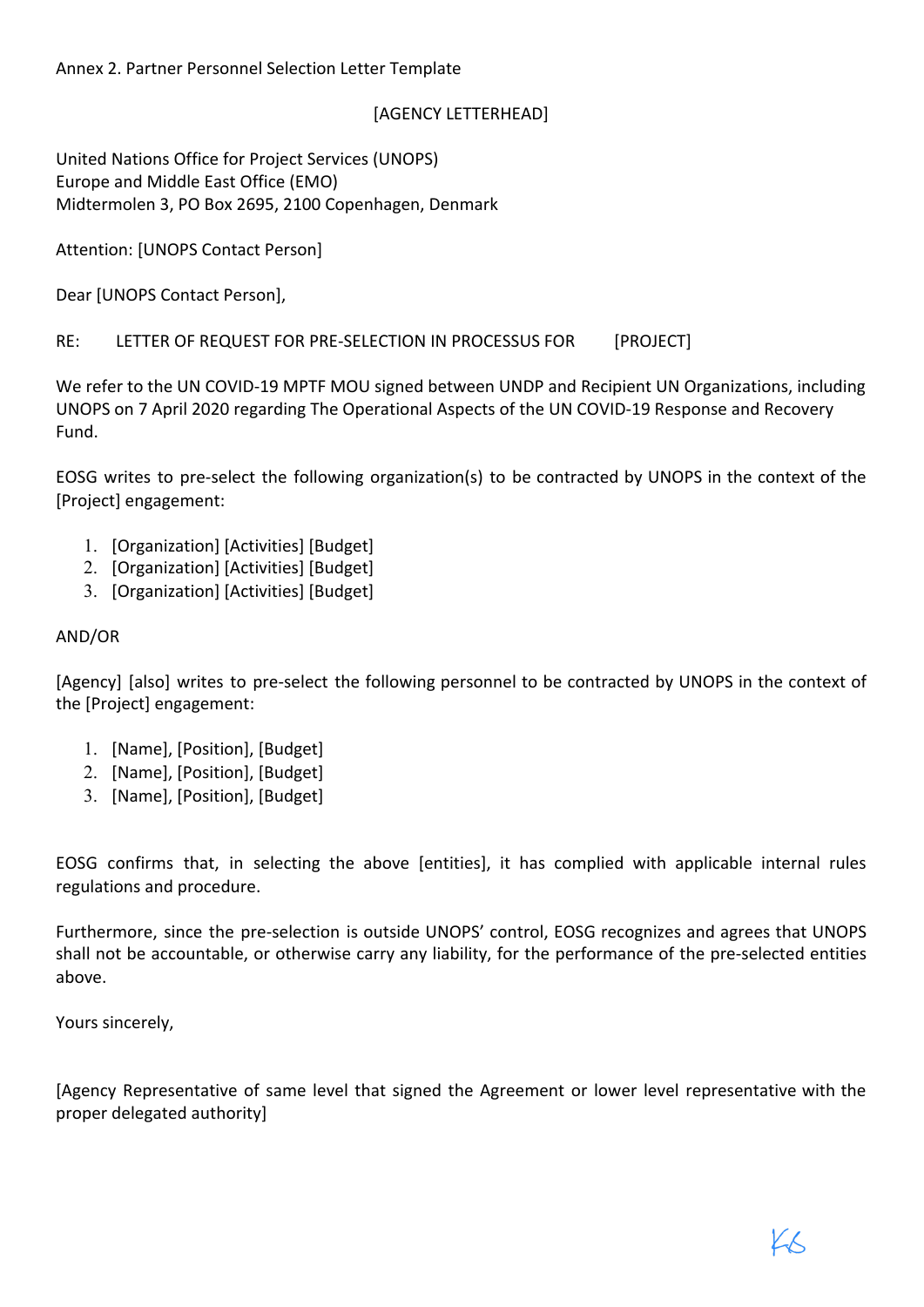Annex 2. Partner Personnel Selection Letter Template

[AGENCY LETTERHEAD]

United Nations Office for Project Services (UNOPS)
Europe and Middle East Office (EMO)
Midtermolen 3, PO Box 2695, 2100 Copenhagen, Denmark

Attention: [UNOPS Contact Person]

Dear [UNOPS Contact Person],

RE: LETTER OF REQUEST FOR PRE-SELECTION IN PROCESSUS FOR [PROJECT]

We refer to the UN COVID-19 MPTF MOU signed between UNDP and Recipient UN Organizations, including UNOPS on 7 April 2020 regarding The Operational Aspects of the UN COVID-19 Response and Recovery Fund.

EOSG writes to pre-select the following organization(s) to be contracted by UNOPS in the context of the [Project] engagement:

1. [Organization] [Activities] [Budget]
2. [Organization] [Activities] [Budget]
3. [Organization] [Activities] [Budget]

AND/OR

[Agency] [also] writes to pre-select the following personnel to be contracted by UNOPS in the context of the [Project] engagement:

1. [Name], [Position], [Budget]
2. [Name], [Position], [Budget]
3. [Name], [Position], [Budget]

EOSG confirms that, in selecting the above [entities], it has complied with applicable internal rules regulations and procedure.

Furthermore, since the pre-selection is outside UNOPS' control, EOSG recognizes and agrees that UNOPS shall not be accountable, or otherwise carry any liability, for the performance of the pre-selected entities above.

Yours sincerely,

[Agency Representative of same level that signed the Agreement or lower level representative with the proper delegated authority]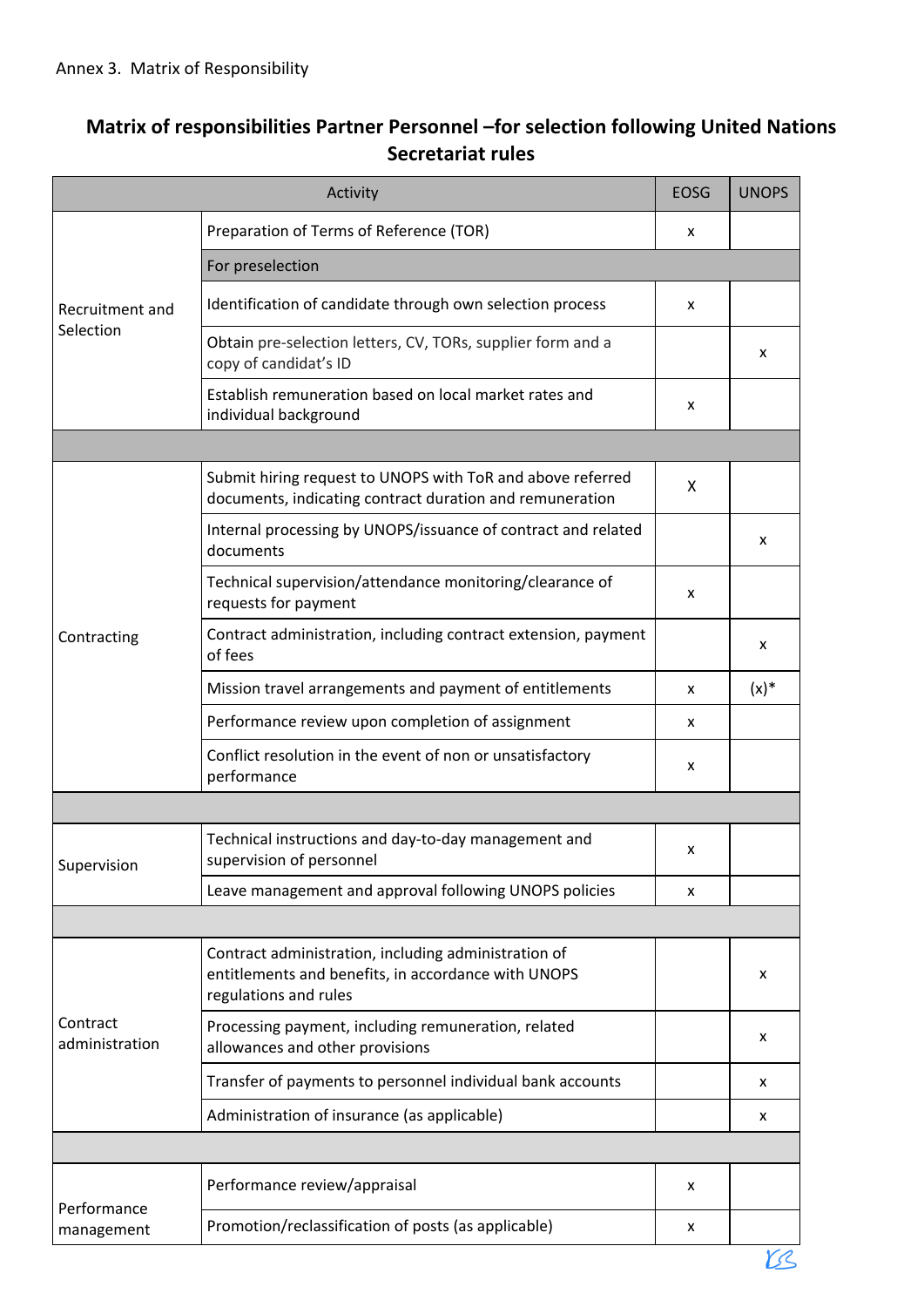Annex 3. Matrix of Responsibility

## Matrix of responsibilities Partner Personnel –for selection following United Nations Secretariat rules

| Activity | | EOSG | UNOPS |
|---|---|---|---|
| Recruitment and Selection | Preparation of Terms of Reference (TOR) | x | |
| | For preselection | | |
| | Identification of candidate through own selection process | x | |
| | Obtain pre-selection letters, CV, TORs, supplier form and a copy of candidat's ID | | x |
| | Establish remuneration based on local market rates and individual background | x | |
| | | | |
| Contracting | Submit hiring request to UNOPS with ToR and above referred documents, indicating contract duration and remuneration | X | |
| | Internal processing by UNOPS/issuance of contract and related documents | | x |
| | Technical supervision/attendance monitoring/clearance of requests for payment | x | |
| | Contract administration, including contract extension, payment of fees | | x |
| | Mission travel arrangements and payment of entitlements | x | (x)* |
| | Performance review upon completion of assignment | x | |
| | Conflict resolution in the event of non or unsatisfactory performance | x | |
| | | | |
| Supervision | Technical instructions and day-to-day management and supervision of personnel | x | |
| | Leave management and approval following UNOPS policies | x | |
| | | | |
| Contract administration | Contract administration, including administration of entitlements and benefits, in accordance with UNOPS regulations and rules | | x |
| | Processing payment, including remuneration, related allowances and other provisions | | x |
| | Transfer of payments to personnel individual bank accounts | | x |
| | Administration of insurance (as applicable) | | x |
| | | | |
| Performance management | Performance review/appraisal | x | |
| | Promotion/reclassification of posts (as applicable) | x | |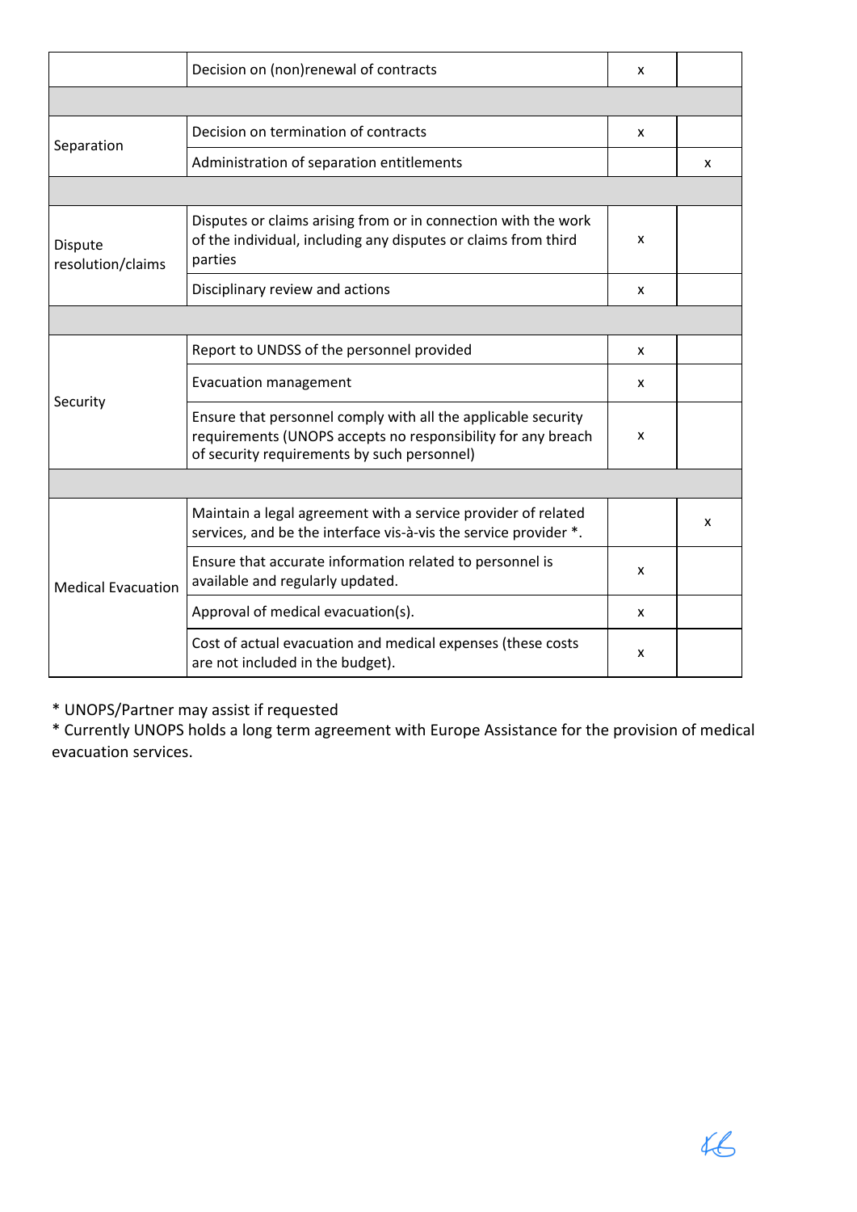| | | | |
|---|---|---|---|
| | Decision on (non)renewal of contracts | x | |
| | | | |
| Separation | Decision on termination of contracts | x | |
| | Administration of separation entitlements | | x |
| | | | |
| Dispute resolution/claims | Disputes or claims arising from or in connection with the work of the individual, including any disputes or claims from third parties | x | |
| | Disciplinary review and actions | x | |
| | | | |
| Security | Report to UNDSS of the personnel provided | x | |
| | Evacuation management | x | |
| | Ensure that personnel comply with all the applicable security requirements (UNOPS accepts no responsibility for any breach of security requirements by such personnel) | x | |
| | | | |
| Medical Evacuation | Maintain a legal agreement with a service provider of related services, and be the interface vis-à-vis the service provider *. | | x |
| | Ensure that accurate information related to personnel is available and regularly updated. | x | |
| | Approval of medical evacuation(s). | x | |
| | Cost of actual evacuation and medical expenses (these costs are not included in the budget). | x | |

* UNOPS/Partner may assist if requested
* Currently UNOPS holds a long term agreement with Europe Assistance for the provision of medical evacuation services.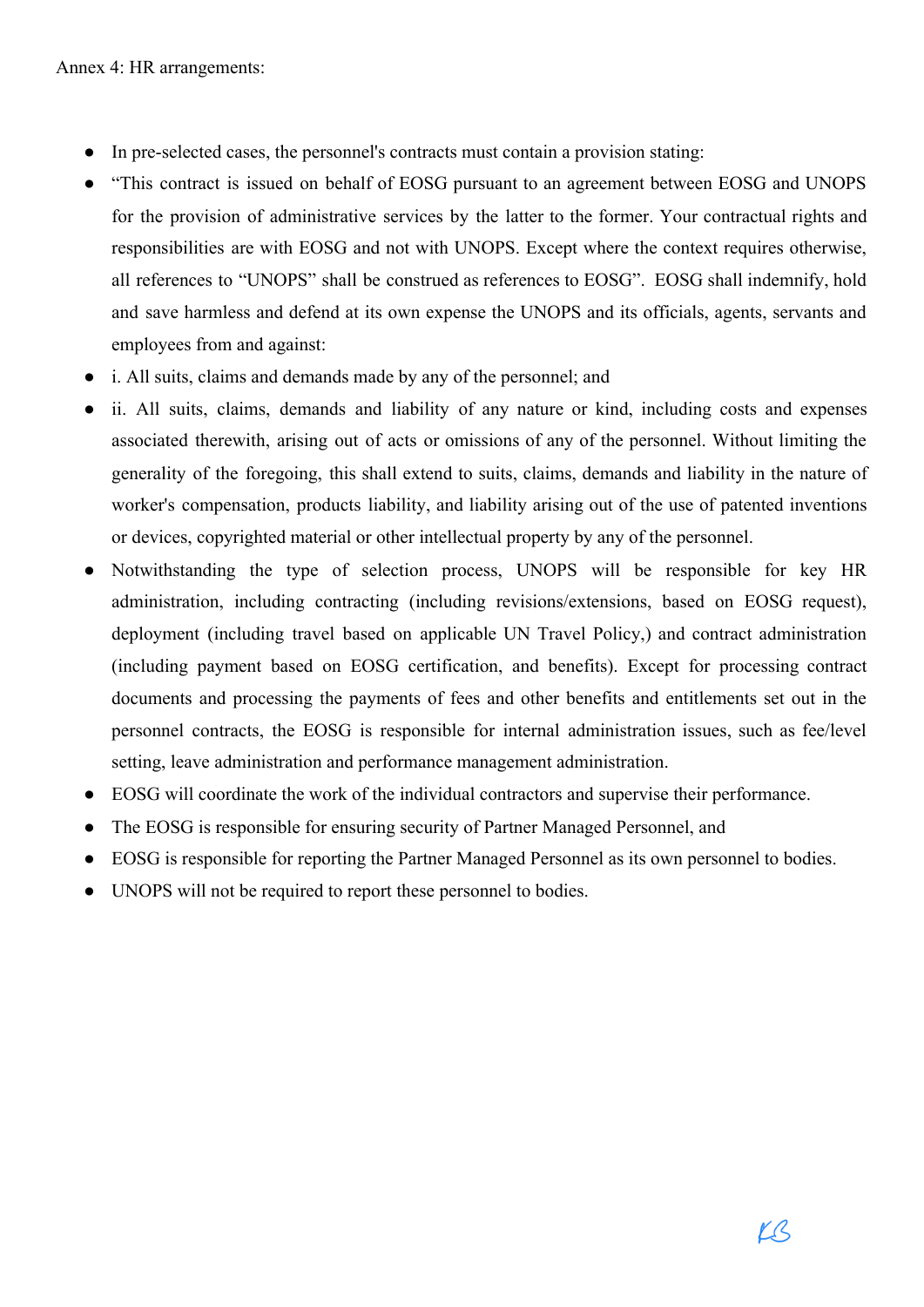Annex 4: HR arrangements:

- In pre-selected cases, the personnel's contracts must contain a provision stating:
- “This contract is issued on behalf of EOSG pursuant to an agreement between EOSG and UNOPS for the provision of administrative services by the latter to the former. Your contractual rights and responsibilities are with EOSG and not with UNOPS. Except where the context requires otherwise, all references to “UNOPS” shall be construed as references to EOSG”. EOSG shall indemnify, hold and save harmless and defend at its own expense the UNOPS and its officials, agents, servants and employees from and against:
- i. All suits, claims and demands made by any of the personnel; and
- ii. All suits, claims, demands and liability of any nature or kind, including costs and expenses associated therewith, arising out of acts or omissions of any of the personnel. Without limiting the generality of the foregoing, this shall extend to suits, claims, demands and liability in the nature of worker's compensation, products liability, and liability arising out of the use of patented inventions or devices, copyrighted material or other intellectual property by any of the personnel.
- Notwithstanding the type of selection process, UNOPS will be responsible for key HR administration, including contracting (including revisions/extensions, based on EOSG request), deployment (including travel based on applicable UN Travel Policy,) and contract administration (including payment based on EOSG certification, and benefits). Except for processing contract documents and processing the payments of fees and other benefits and entitlements set out in the personnel contracts, the EOSG is responsible for internal administration issues, such as fee/level setting, leave administration and performance management administration.
- EOSG will coordinate the work of the individual contractors and supervise their performance.
- The EOSG is responsible for ensuring security of Partner Managed Personnel, and
- EOSG is responsible for reporting the Partner Managed Personnel as its own personnel to bodies.
- UNOPS will not be required to report these personnel to bodies.